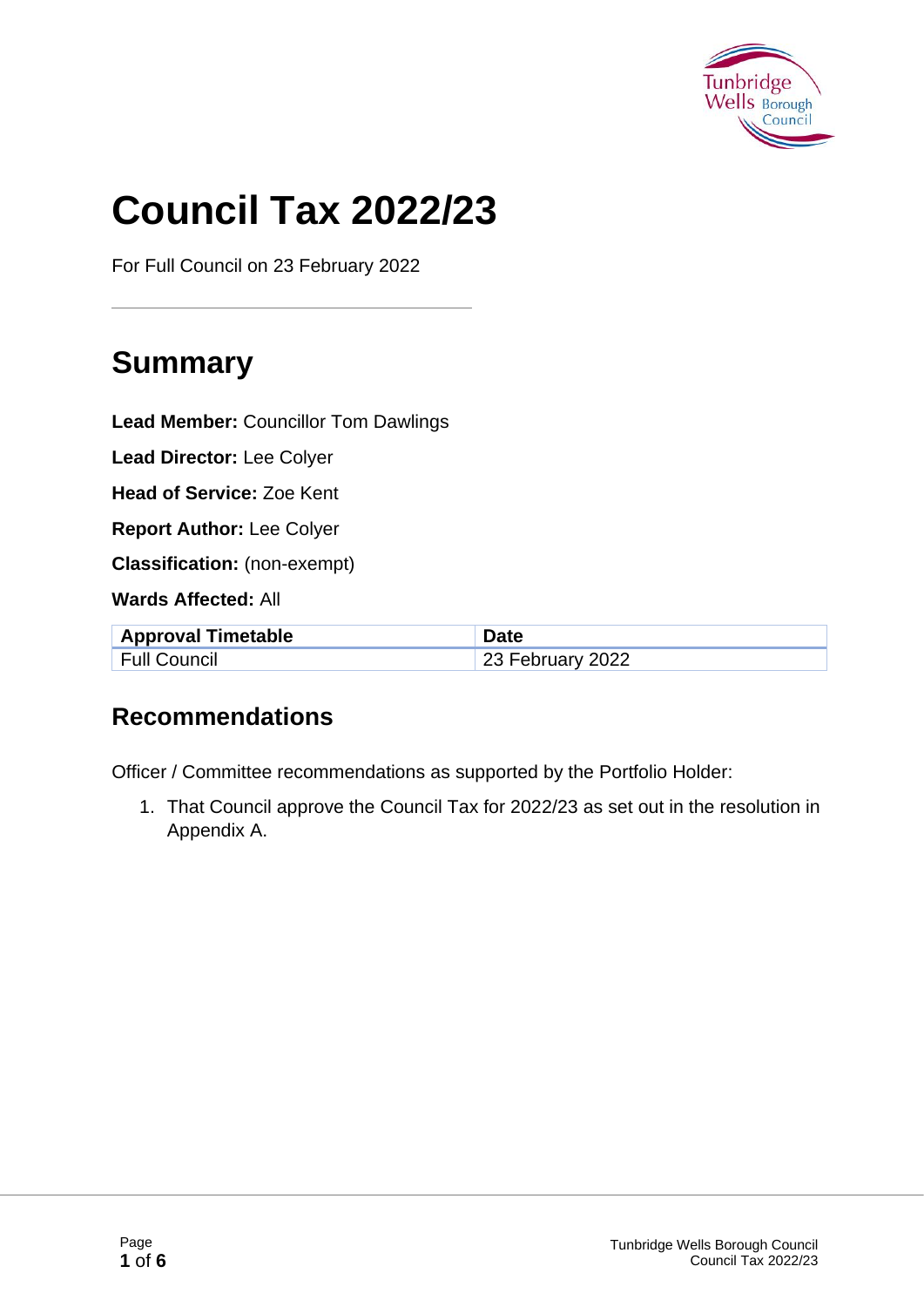# Council Tax 2022/23

For Full Council on 23 February 2022

## Summary

**Lead Member:** Councillor Tom Dawlings

**Lead Director:** Lee Colyer

**Head of Service:** Zoe Kent

**Report Author:** Lee Colyer

**Classification:** (non-exempt)

**Wards Affected:** All

| Approval Timetable | Date |
| --- | --- |
| Full Council | 23 February 2022 |

### Recommendations

Officer / Committee recommendations as supported by the Portfolio Holder:

1. That Council approve the Council Tax for 2022/23 as set out in the resolution in Appendix A.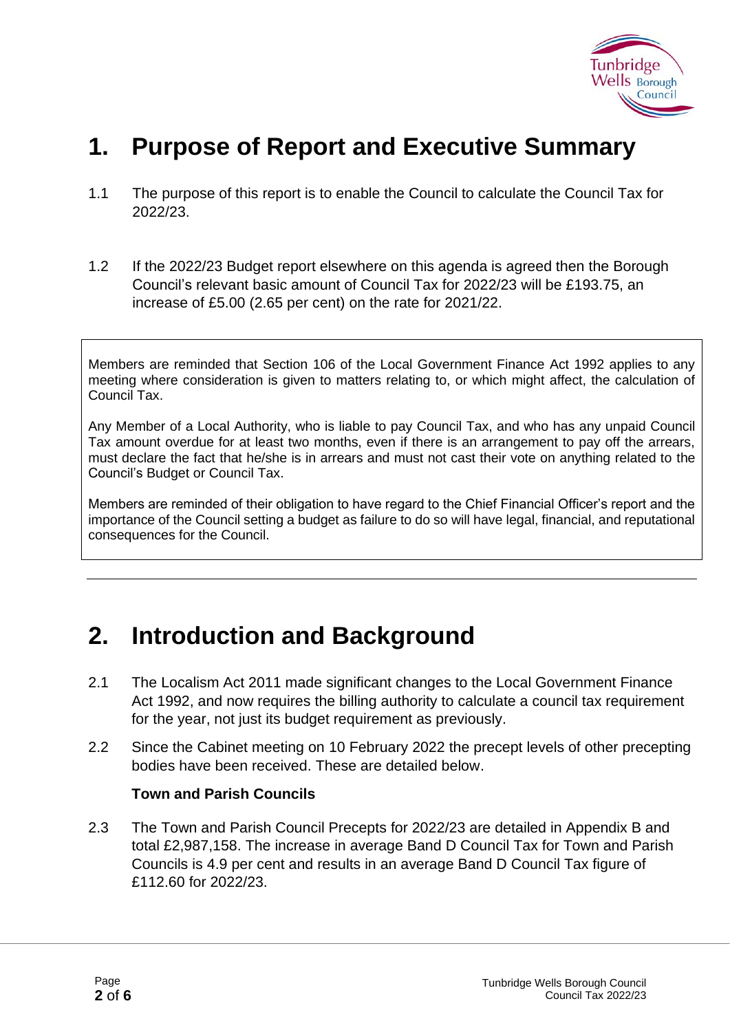# 1. Purpose of Report and Executive Summary

1.1 The purpose of this report is to enable the Council to calculate the Council Tax for 2022/23.

1.2 If the 2022/23 Budget report elsewhere on this agenda is agreed then the Borough Council's relevant basic amount of Council Tax for 2022/23 will be £193.75, an increase of £5.00 (2.65 per cent) on the rate for 2021/22.

> Members are reminded that Section 106 of the Local Government Finance Act 1992 applies to any meeting where consideration is given to matters relating to, or which might affect, the calculation of Council Tax.
>
> Any Member of a Local Authority, who is liable to pay Council Tax, and who has any unpaid Council Tax amount overdue for at least two months, even if there is an arrangement to pay off the arrears, must declare the fact that he/she is in arrears and must not cast their vote on anything related to the Council's Budget or Council Tax.
>
> Members are reminded of their obligation to have regard to the Chief Financial Officer's report and the importance of the Council setting a budget as failure to do so will have legal, financial, and reputational consequences for the Council.

---

# 2. Introduction and Background

2.1 The Localism Act 2011 made significant changes to the Local Government Finance Act 1992, and now requires the billing authority to calculate a council tax requirement for the year, not just its budget requirement as previously.

2.2 Since the Cabinet meeting on 10 February 2022 the precept levels of other precepting bodies have been received. These are detailed below.

**Town and Parish Councils**

2.3 The Town and Parish Council Precepts for 2022/23 are detailed in Appendix B and total £2,987,158. The increase in average Band D Council Tax for Town and Parish Councils is 4.9 per cent and results in an average Band D Council Tax figure of £112.60 for 2022/23.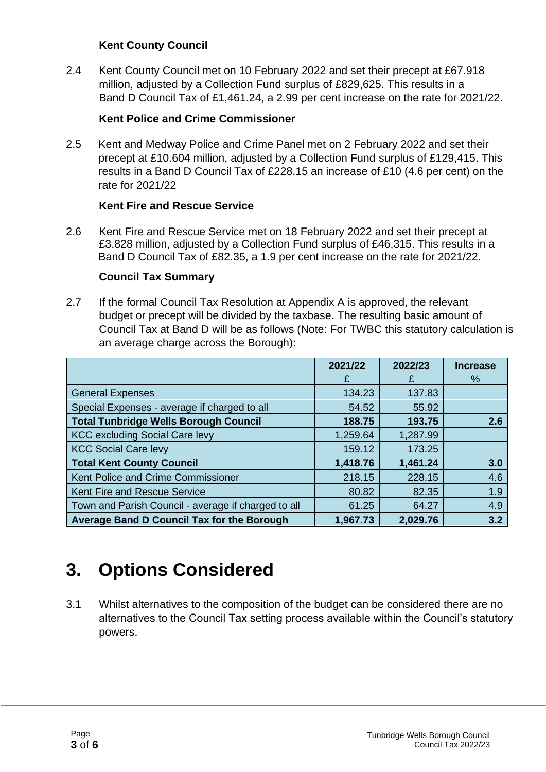### Kent County Council

2.4 Kent County Council met on 10 February 2022 and set their precept at £67.918 million, adjusted by a Collection Fund surplus of £829,625. This results in a Band D Council Tax of £1,461.24, a 2.99 per cent increase on the rate for 2021/22.

### Kent Police and Crime Commissioner

2.5 Kent and Medway Police and Crime Panel met on 2 February 2022 and set their precept at £10.604 million, adjusted by a Collection Fund surplus of £129,415. This results in a Band D Council Tax of £228.15 an increase of £10 (4.6 per cent) on the rate for 2021/22

### Kent Fire and Rescue Service

2.6 Kent Fire and Rescue Service met on 18 February 2022 and set their precept at £3.828 million, adjusted by a Collection Fund surplus of £46,315. This results in a Band D Council Tax of £82.35, a 1.9 per cent increase on the rate for 2021/22.

### Council Tax Summary

2.7 If the formal Council Tax Resolution at Appendix A is approved, the relevant budget or precept will be divided by the taxbase. The resulting basic amount of Council Tax at Band D will be as follows (Note: For TWBC this statutory calculation is an average charge across the Borough):

| | 2021/22<br>£ | 2022/23<br>£ | Increase<br>% |
|---|---|---|---|
| General Expenses | 134.23 | 137.83 | |
| Special Expenses - average if charged to all | 54.52 | 55.92 | |
| **Total Tunbridge Wells Borough Council** | **188.75** | **193.75** | **2.6** |
| KCC excluding Social Care levy | 1,259.64 | 1,287.99 | |
| KCC Social Care levy | 159.12 | 173.25 | |
| **Total Kent County Council** | **1,418.76** | **1,461.24** | **3.0** |
| Kent Police and Crime Commissioner | 218.15 | 228.15 | 4.6 |
| Kent Fire and Rescue Service | 80.82 | 82.35 | 1.9 |
| Town and Parish Council - average if charged to all | 61.25 | 64.27 | 4.9 |
| **Average Band D Council Tax for the Borough** | **1,967.73** | **2,029.76** | **3.2** |

# 3. Options Considered

3.1 Whilst alternatives to the composition of the budget can be considered there are no alternatives to the Council Tax setting process available within the Council's statutory powers.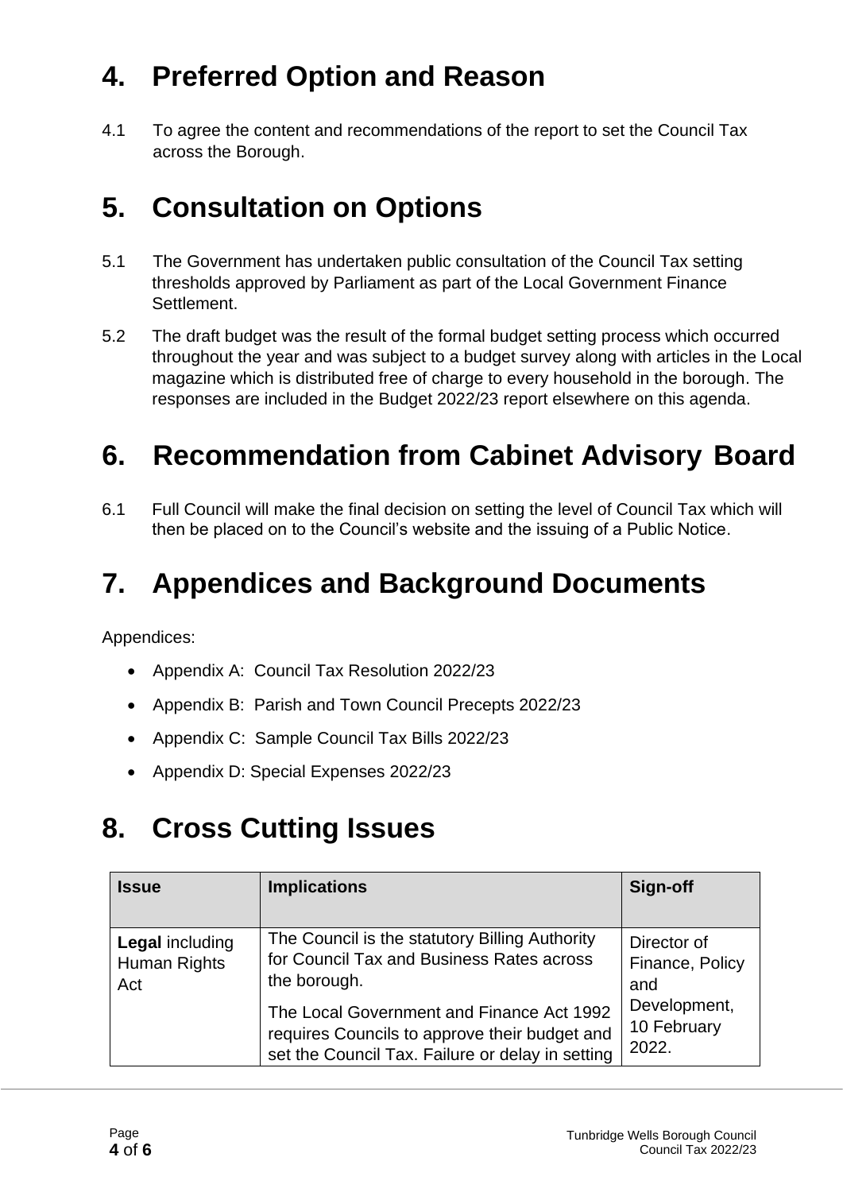# 4. Preferred Option and Reason

4.1 To agree the content and recommendations of the report to set the Council Tax across the Borough.

# 5. Consultation on Options

5.1 The Government has undertaken public consultation of the Council Tax setting thresholds approved by Parliament as part of the Local Government Finance Settlement.

5.2 The draft budget was the result of the formal budget setting process which occurred throughout the year and was subject to a budget survey along with articles in the Local magazine which is distributed free of charge to every household in the borough. The responses are included in the Budget 2022/23 report elsewhere on this agenda.

# 6. Recommendation from Cabinet Advisory Board

6.1 Full Council will make the final decision on setting the level of Council Tax which will then be placed on to the Council's website and the issuing of a Public Notice.

# 7. Appendices and Background Documents

Appendices:

- Appendix A: Council Tax Resolution 2022/23
- Appendix B: Parish and Town Council Precepts 2022/23
- Appendix C: Sample Council Tax Bills 2022/23
- Appendix D: Special Expenses 2022/23

# 8. Cross Cutting Issues

| Issue | Implications | Sign-off |
|---|---|---|
| **Legal** including Human Rights Act | The Council is the statutory Billing Authority for Council Tax and Business Rates across the borough.<br><br>The Local Government and Finance Act 1992 requires Councils to approve their budget and set the Council Tax. Failure or delay in setting | Director of Finance, Policy and Development, 10 February 2022. |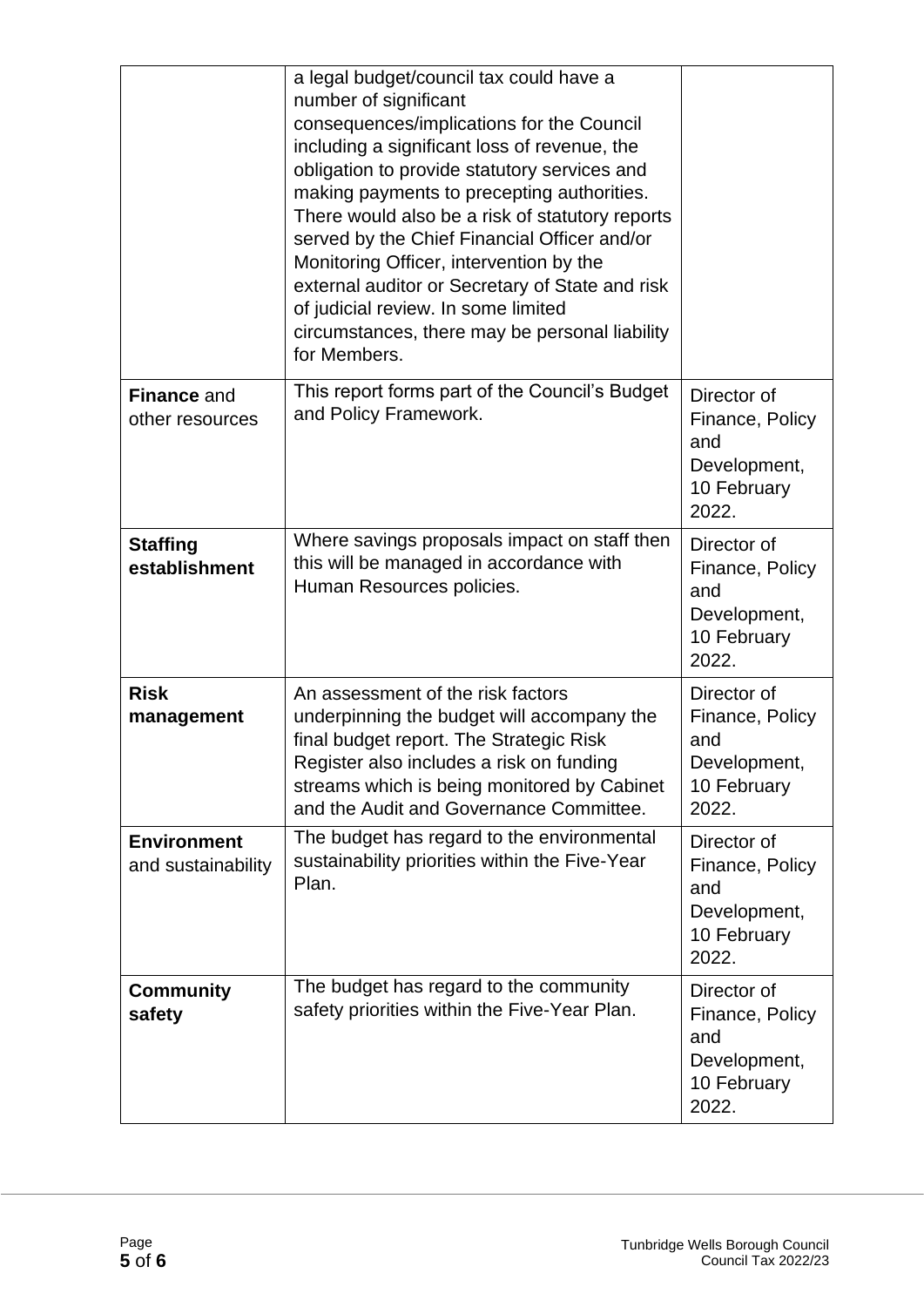| | | |
|---|---|---|
| | a legal budget/council tax could have a number of significant consequences/implications for the Council including a significant loss of revenue, the obligation to provide statutory services and making payments to precepting authorities. There would also be a risk of statutory reports served by the Chief Financial Officer and/or Monitoring Officer, intervention by the external auditor or Secretary of State and risk of judicial review. In some limited circumstances, there may be personal liability for Members. | |
| **Finance** and other resources | This report forms part of the Council's Budget and Policy Framework. | Director of Finance, Policy and Development, 10 February 2022. |
| **Staffing establishment** | Where savings proposals impact on staff then this will be managed in accordance with Human Resources policies. | Director of Finance, Policy and Development, 10 February 2022. |
| **Risk management** | An assessment of the risk factors underpinning the budget will accompany the final budget report. The Strategic Risk Register also includes a risk on funding streams which is being monitored by Cabinet and the Audit and Governance Committee. | Director of Finance, Policy and Development, 10 February 2022. |
| **Environment** and sustainability | The budget has regard to the environmental sustainability priorities within the Five-Year Plan. | Director of Finance, Policy and Development, 10 February 2022. |
| **Community safety** | The budget has regard to the community safety priorities within the Five-Year Plan. | Director of Finance, Policy and Development, 10 February 2022. |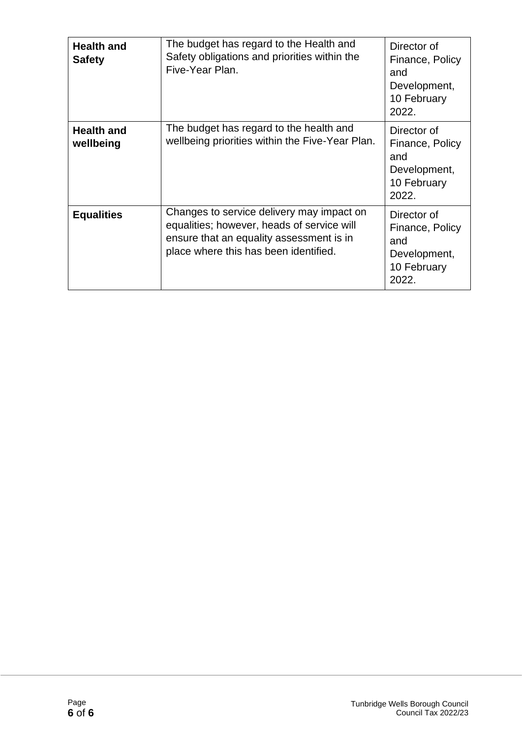| | | |
|---|---|---|
| **Health and Safety** | The budget has regard to the Health and Safety obligations and priorities within the Five-Year Plan. | Director of Finance, Policy and Development, 10 February 2022. |
| **Health and wellbeing** | The budget has regard to the health and wellbeing priorities within the Five-Year Plan. | Director of Finance, Policy and Development, 10 February 2022. |
| **Equalities** | Changes to service delivery may impact on equalities; however, heads of service will ensure that an equality assessment is in place where this has been identified. | Director of Finance, Policy and Development, 10 February 2022. |